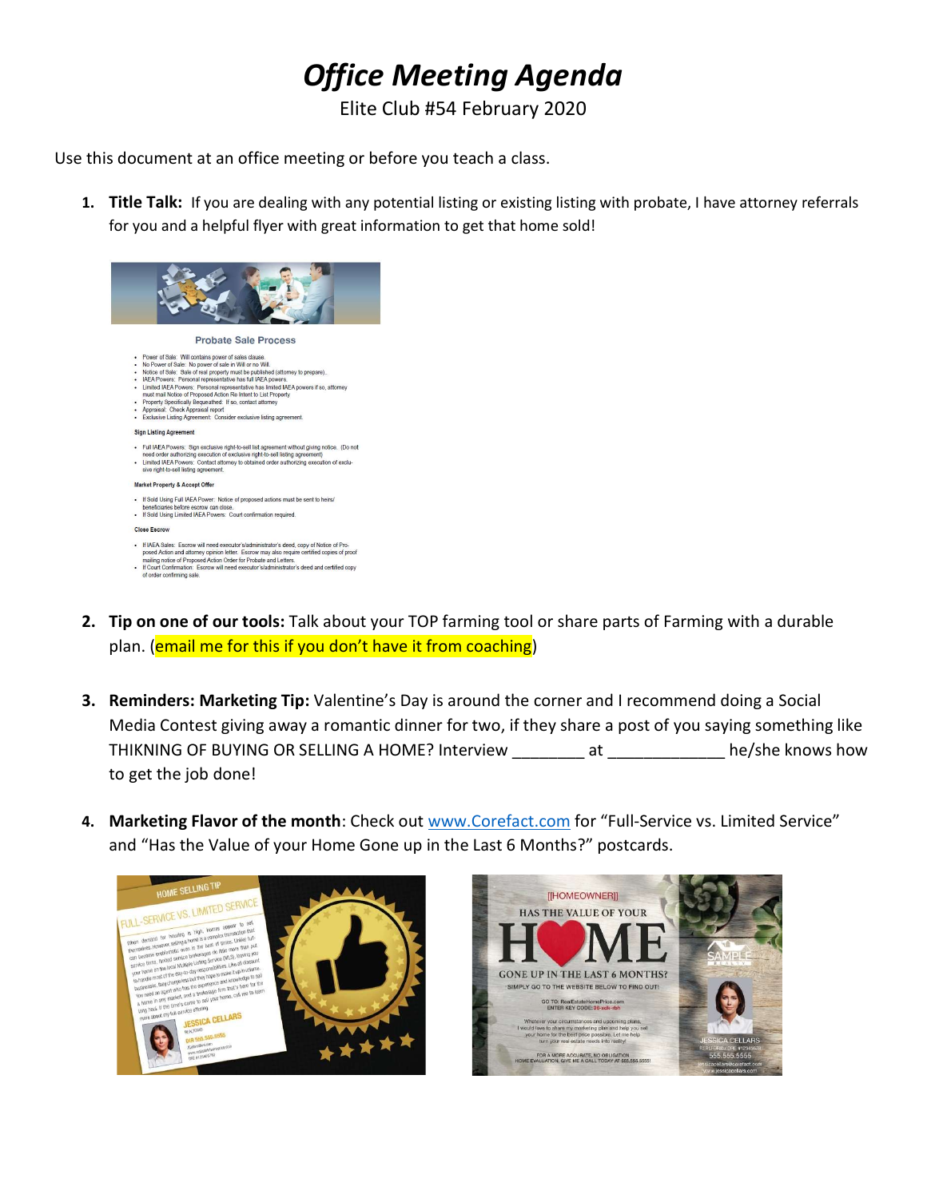# *Office Meeting Agenda*

Elite Club #54 February 2020

Use this document at an office meeting or before you teach a class.

1. **Title Talk:** If you are dealing with any potential listing or existing listing with probate, I have attorney referrals for you and a helpful flyer with great information to get that home sold!

### Probate Sale Process

- Power of Sale: Will contains power of sales clause.
- No Power of Sale: No power of sale in Will or no Will.
- Notice of Sale: Sale of real property must be published (attorney to prepare).
- IAEA Powers: Personal representative has full IAEA powers.
- Limited IAEA Powers: Personal representative has limited IAEA powers if so, attorney must mail Notice of Proposed Action Re Intent to List Property
- Property Specifically Bequeathed: If so, contact attorney
- Appraisal: Check Appraisal report
- Exclusive Listing Agreement: Consider exclusive listing agreement.

**Sign Listing Agreement**

- Full IAEA Powers: Sign exclusive right-to-sell list agreement without giving notice. (Do not need order authorizing execution of exclusive right-to-sell listing agreement)
- Limited IAEA Powers: Contact attorney to obtained order authorizing execution of exclusive right-to-sell listing agreement.

**Market Property & Accept Offer**

- If Sold Using Full IAEA Power: Notice of proposed actions must be sent to heirs/beneficiaries before escrow can close.
- If Sold Using Limited IAEA Powers: Court confirmation required.

**Close Escrow**

- If IAEA Sales: Escrow will need executor's/administrator's deed, copy of Notice of Proposed Action and attorney opinion letter. Escrow may also require certified copies of proof mailing notice of Proposed Action Order for Probate and Letters.
- If Court Confirmation: Escrow will need executor's/administrator's deed and certified copy of order confirming sale.

2. **Tip on one of our tools:** Talk about your TOP farming tool or share parts of Farming with a durable plan. (email me for this if you don't have it from coaching)

3. **Reminders: Marketing Tip:** Valentine's Day is around the corner and I recommend doing a Social Media Contest giving away a romantic dinner for two, if they share a post of you saying something like THIKNING OF BUYING OR SELLING A HOME? Interview ________ at _____________ he/she knows how to get the job done!

4. **Marketing Flavor of the month**: Check out www.Corefact.com for "Full-Service vs. Limited Service" and "Has the Value of your Home Gone up in the Last 6 Months?" postcards.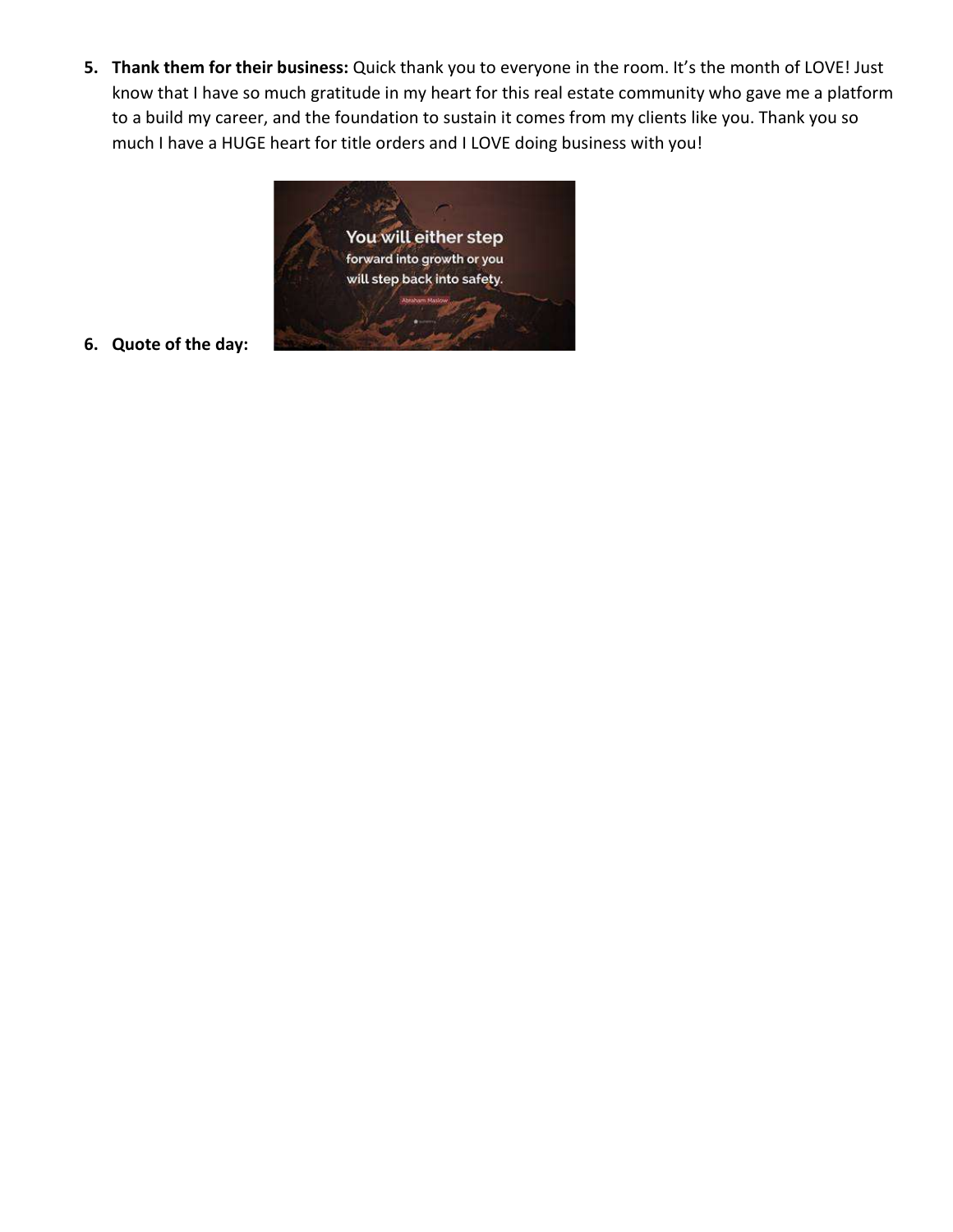5. **Thank them for their business:** Quick thank you to everyone in the room. It's the month of LOVE! Just know that I have so much gratitude in my heart for this real estate community who gave me a platform to a build my career, and the foundation to sustain it comes from my clients like you. Thank you so much I have a HUGE heart for title orders and I LOVE doing business with you!

6. **Quote of the day:**

You will either step forward into growth or you will step back into safety.

Abraham Maslow